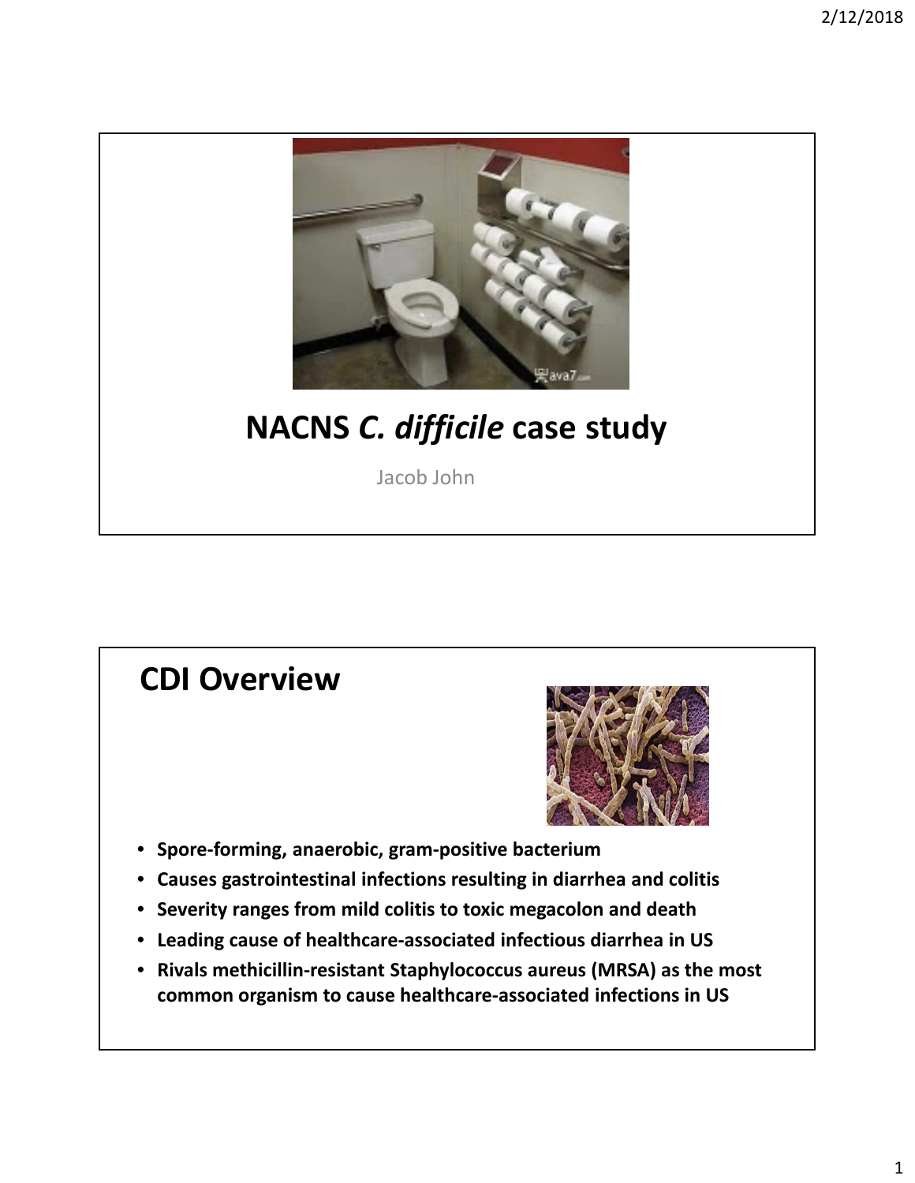# NACNS *C. difficile* case study

Jacob John

## CDI Overview

- **Spore-forming, anaerobic, gram-positive bacterium**
- **Causes gastrointestinal infections resulting in diarrhea and colitis**
- **Severity ranges from mild colitis to toxic megacolon and death**
- **Leading cause of healthcare-associated infectious diarrhea in US**
- **Rivals methicillin-resistant Staphylococcus aureus (MRSA) as the most common organism to cause healthcare-associated infections in US**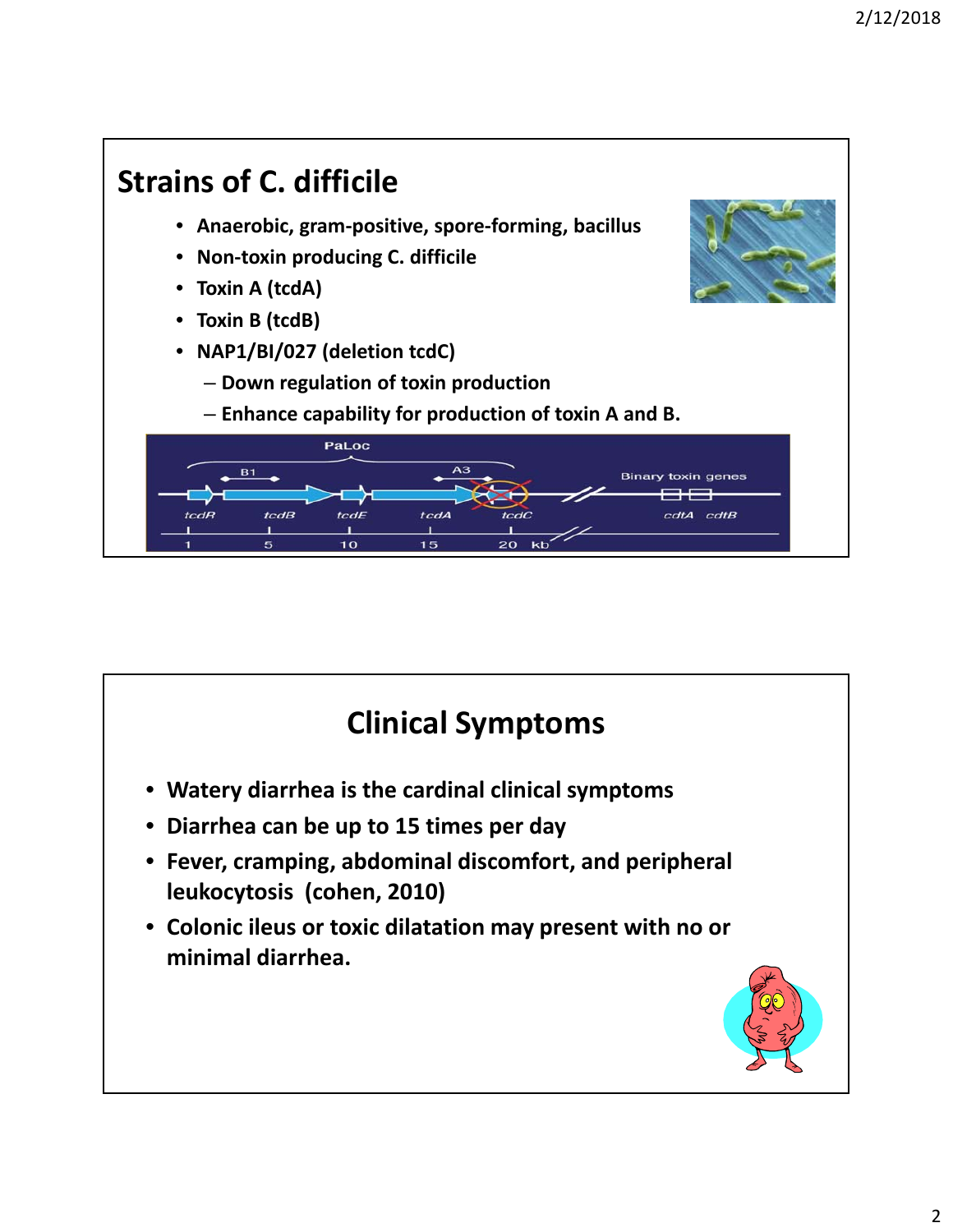## Strains of C. difficile

- **Anaerobic, gram-positive, spore-forming, bacillus**
- **Non-toxin producing C. difficile**
- **Toxin A (tcdA)**
- **Toxin B (tcdB)**
- **NAP1/BI/027 (deletion tcdC)**
  - **Down regulation of toxin production**
  - **Enhance capability for production of toxin A and B.**

## Clinical Symptoms

- **Watery diarrhea is the cardinal clinical symptoms**
- **Diarrhea can be up to 15 times per day**
- **Fever, cramping, abdominal discomfort, and peripheral leukocytosis (cohen, 2010)**
- **Colonic ileus or toxic dilatation may present with no or minimal diarrhea.**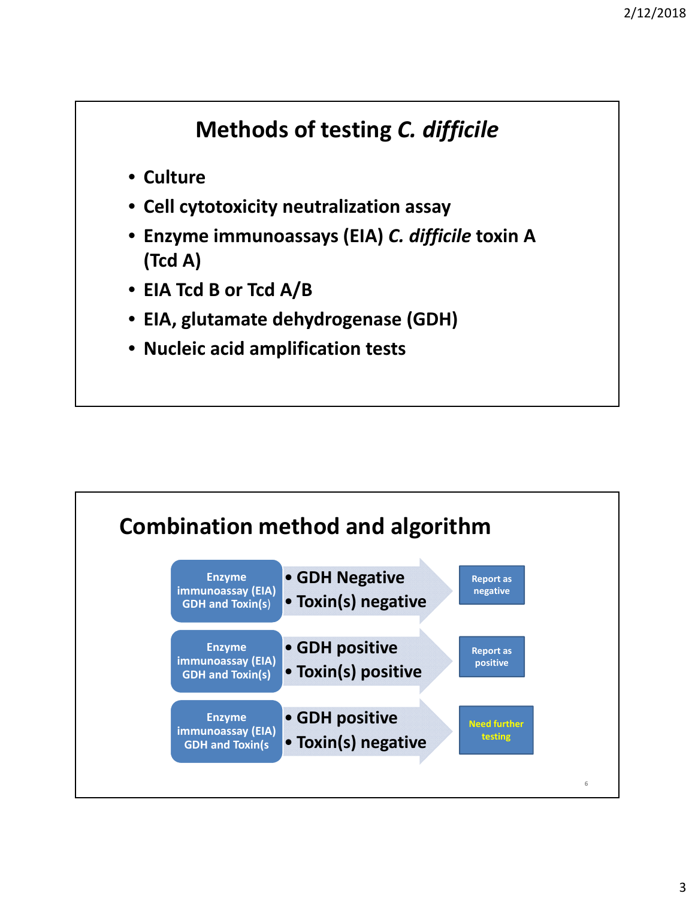# Methods of testing *C. difficile*

- Culture
- Cell cytotoxicity neutralization assay
- Enzyme immunoassays (EIA) *C. difficile* toxin A (Tcd A)
- EIA Tcd B or Tcd A/B
- EIA, glutamate dehydrogenase (GDH)
- Nucleic acid amplification tests

# Combination method and algorithm

| Test | Result | Action |
| --- | --- | --- |
| Enzyme immunoassay (EIA) GDH and Toxin(s) | • GDH Negative<br>• Toxin(s) negative | Report as negative |
| Enzyme immunoassay (EIA) GDH and Toxin(s) | • GDH positive<br>• Toxin(s) positive | Report as positive |
| Enzyme immunoassay (EIA) GDH and Toxin(s | • GDH positive<br>• Toxin(s) negative | Need further testing |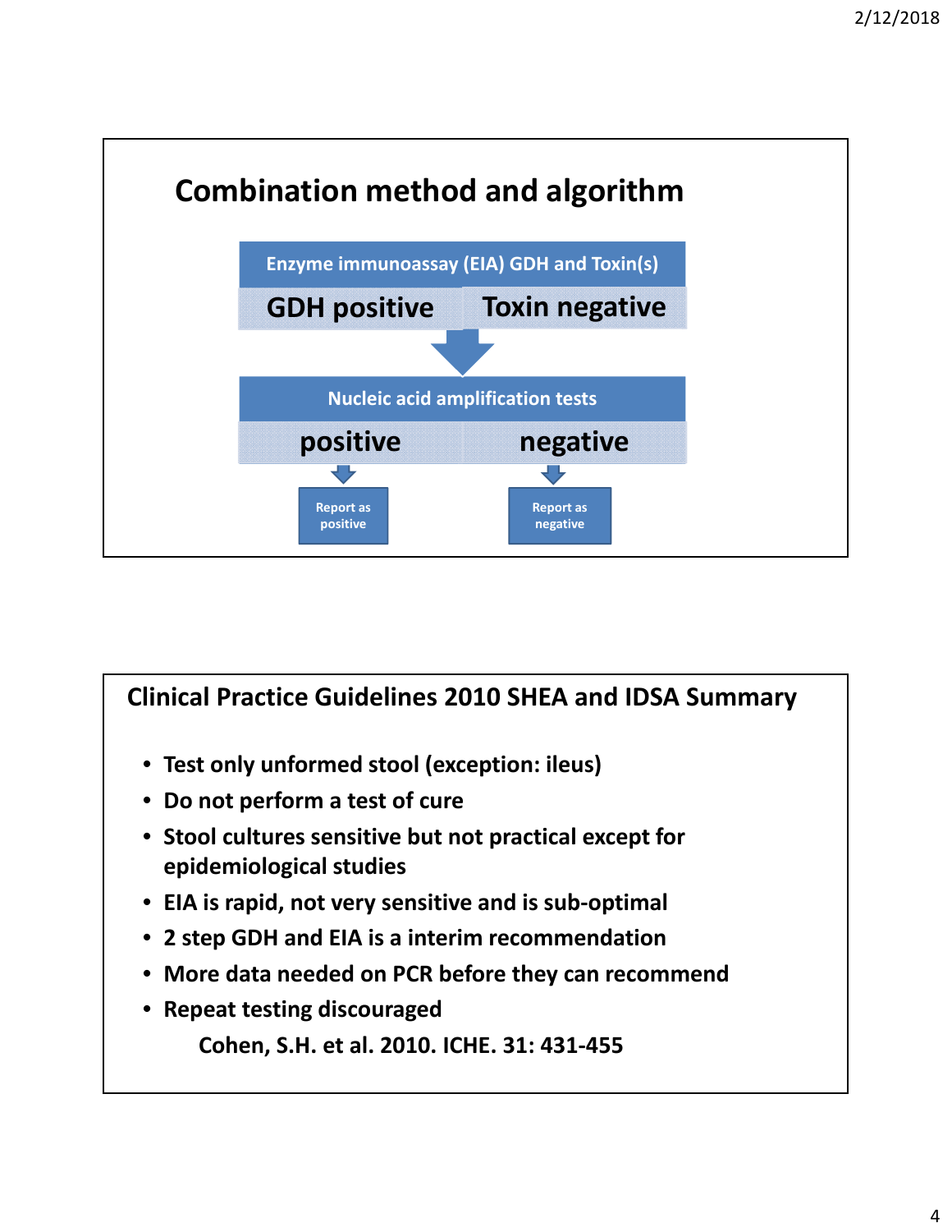## Combination method and algorithm

**Enzyme immunoassay (EIA) GDH and Toxin(s)**

| GDH positive | Toxin negative |
| --- | --- |

↓

**Nucleic acid amplification tests**

| positive | negative |
| --- | --- |
| Report as positive | Report as negative |

## Clinical Practice Guidelines 2010 SHEA and IDSA Summary

- Test only unformed stool (exception: ileus)
- Do not perform a test of cure
- Stool cultures sensitive but not practical except for epidemiological studies
- EIA is rapid, not very sensitive and is sub-optimal
- 2 step GDH and EIA is a interim recommendation
- More data needed on PCR before they can recommend
- Repeat testing discouraged

Cohen, S.H. et al. 2010. ICHE. 31: 431-455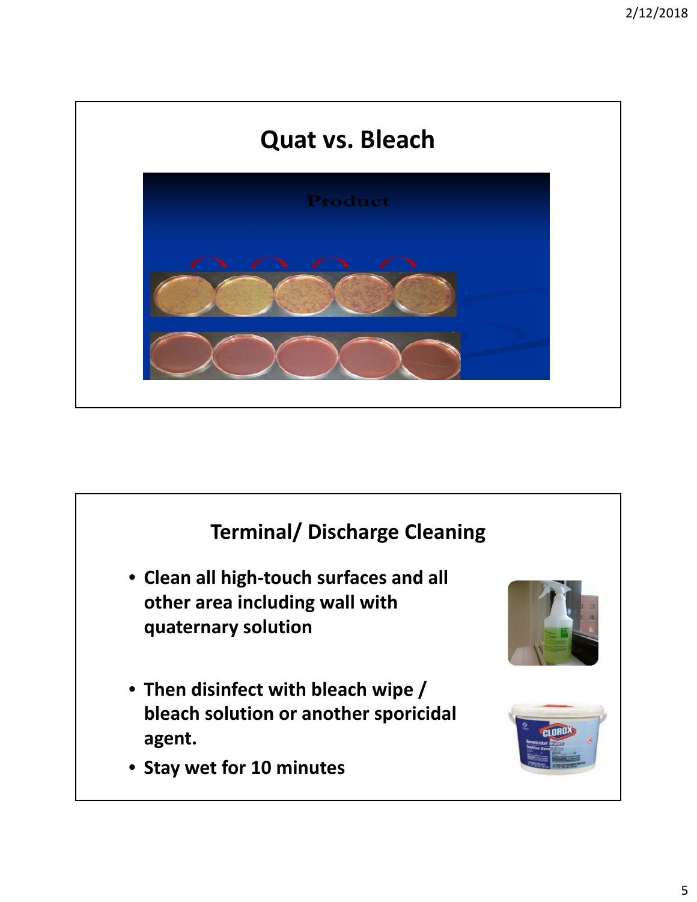## Quat vs. Bleach

Product

## Terminal/ Discharge Cleaning

- **Clean all high-touch surfaces and all other area including wall with quaternary solution**
- **Then disinfect with bleach wipe / bleach solution or another sporicidal agent.**
- **Stay wet for 10 minutes**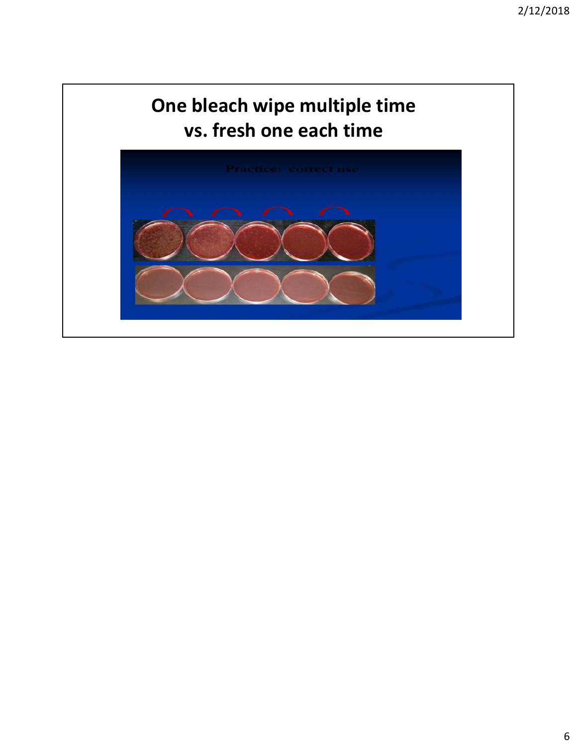# One bleach wipe multiple time vs. fresh one each time

Practice: correct use